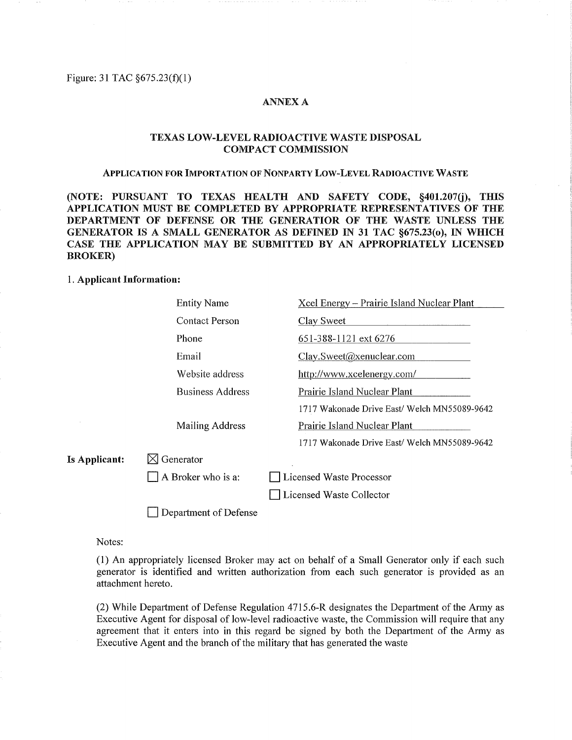Figure: 31 TAC §675.23(f)(1)

## ANNEX A

## TEXAS LOW-LEVEL RADIOACTIVE WASTE DISPOSAL COMPACT COMMISSION

### APPLICATION FOR IMPORTATION OF NONPARTY LOW-LEVEL RADIOACTIVE WASTE

**(NOTE: PURSUANT TO TEXAS HEALTH AND SAFETY CODE, §401.207(j), THIS APPLICATION MUST BE COMPLETED BY APPROPRIATE REPRESENTATIVES OF THE DEPARTMENT OF DEFENSE OR THE GENERATIOR OF THE WASTE UNLESS THE GENERATOR IS A SMALL GENERATOR AS DEFINED IN 31 TAC §675.23(o), IN WHICH CASE THE APPLICATION MAY BE SUBMITTED BY AN APPROPRIATELY LICENSED BROKER)**

1. **Applicant Information:**

| | |
|---|---|
| Entity Name | Xcel Energy – Prairie Island Nuclear Plant |
| Contact Person | Clay Sweet |
| Phone | 651-388-1121 ext 6276 |
| Email | Clay.Sweet@xenuclear.com |
| Website address | http://www.xcelenergy.com/ |
| Business Address | Prairie Island Nuclear Plant<br>1717 Wakonade Drive East/ Welch MN55089-9642 |
| Mailing Address | Prairie Island Nuclear Plant<br>1717 Wakonade Drive East/ Welch MN55089-9642 |

**Is Applicant:**

- ☒ Generator
- ☐ A Broker who is a:
  - ☐ Licensed Waste Processor
  - ☐ Licensed Waste Collector
- ☐ Department of Defense

Notes:

(1) An appropriately licensed Broker may act on behalf of a Small Generator only if each such generator is identified and written authorization from each such generator is provided as an attachment hereto.

(2) While Department of Defense Regulation 4715.6-R designates the Department of the Army as Executive Agent for disposal of low-level radioactive waste, the Commission will require that any agreement that it enters into in this regard be signed by both the Department of the Army as Executive Agent and the branch of the military that has generated the waste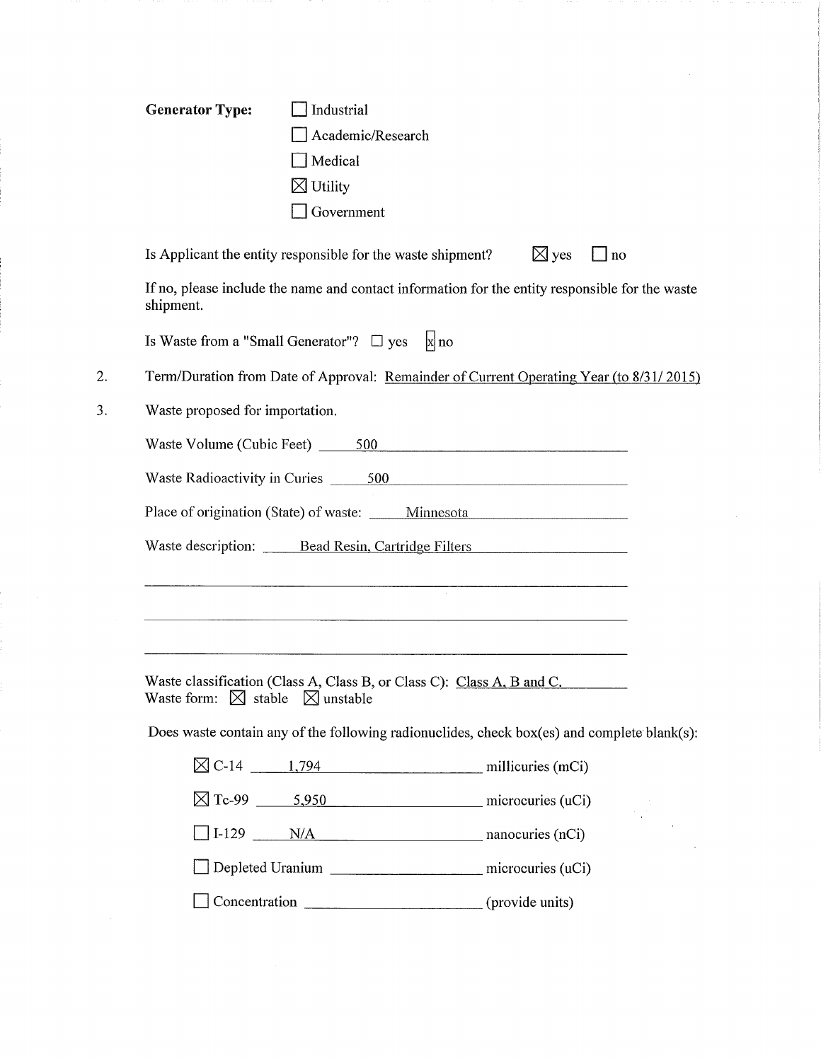**Generator Type:**

- ☐ Industrial
- ☐ Academic/Research
- ☐ Medical
- ☒ Utility
- ☐ Government

Is Applicant the entity responsible for the waste shipment? ☒ yes ☐ no

If no, please include the name and contact information for the entity responsible for the waste shipment.

Is Waste from a "Small Generator"? ☐ yes ☒ no

2. Term/Duration from Date of Approval: Remainder of Current Operating Year (to 8/31/ 2015)

3. Waste proposed for importation.

Waste Volume (Cubic Feet) 500

Waste Radioactivity in Curies 500

Place of origination (State) of waste: Minnesota

Waste description: Bead Resin, Cartridge Filters

Waste classification (Class A, Class B, or Class C): Class A, B and C.
Waste form: ☒ stable ☒ unstable

Does waste contain any of the following radionuclides, check box(es) and complete blank(s):

- ☒ C-14 1,794 millicuries (mCi)
- ☒ Tc-99 5,950 microcuries (uCi)
- ☐ I-129 N/A nanocuries (nCi)
- ☐ Depleted Uranium ______ microcuries (uCi)
- ☐ Concentration ______ (provide units)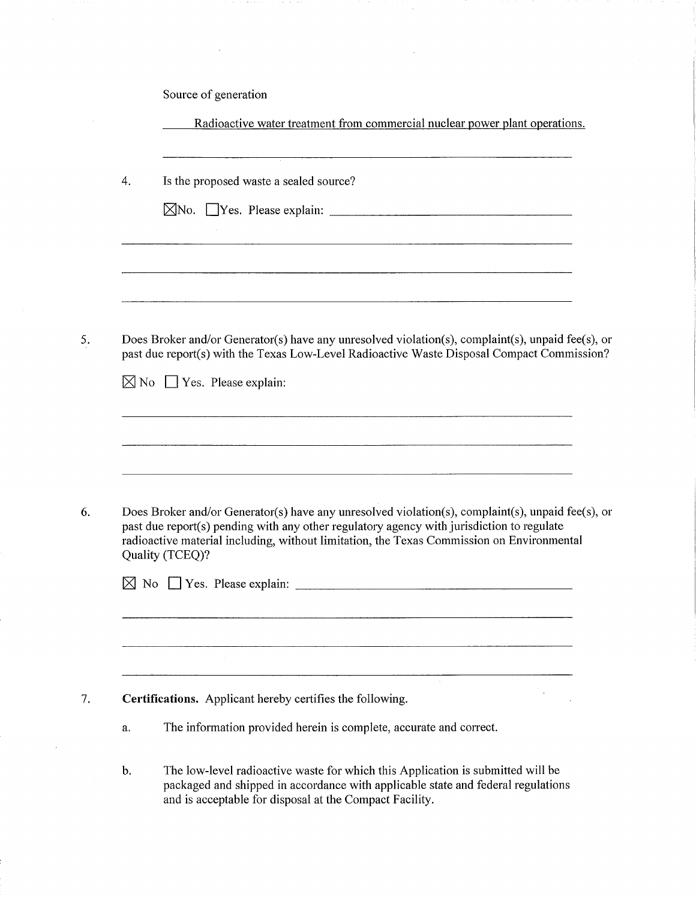Source of generation

Radioactive water treatment from commercial nuclear power plant operations.

4. Is the proposed waste a sealed source?

☒ No. ☐ Yes. Please explain: ______________________________

5. Does Broker and/or Generator(s) have any unresolved violation(s), complaint(s), unpaid fee(s), or past due report(s) with the Texas Low-Level Radioactive Waste Disposal Compact Commission?

☒ No ☐ Yes. Please explain:

6. Does Broker and/or Generator(s) have any unresolved violation(s), complaint(s), unpaid fee(s), or past due report(s) pending with any other regulatory agency with jurisdiction to regulate radioactive material including, without limitation, the Texas Commission on Environmental Quality (TCEQ)?

☒ No ☐ Yes. Please explain: ______________________________

7. **Certifications.** Applicant hereby certifies the following.

   a. The information provided herein is complete, accurate and correct.

   b. The low-level radioactive waste for which this Application is submitted will be packaged and shipped in accordance with applicable state and federal regulations and is acceptable for disposal at the Compact Facility.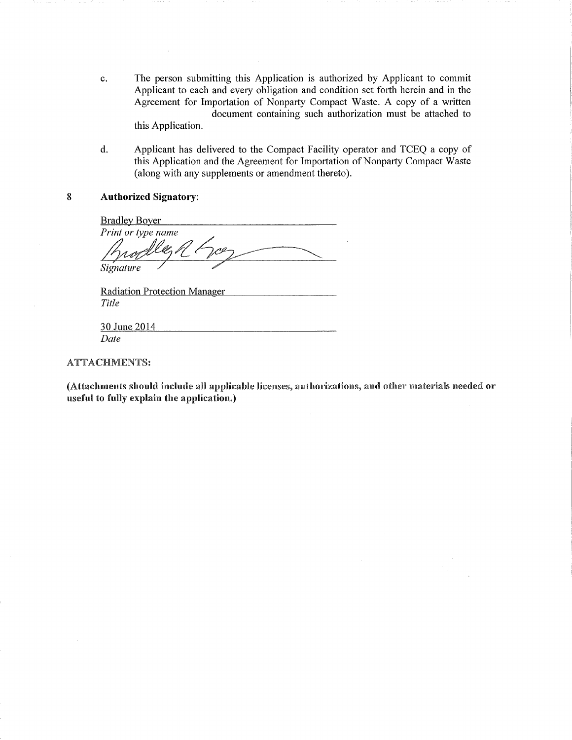c. The person submitting this Application is authorized by Applicant to commit Applicant to each and every obligation and condition set forth herein and in the Agreement for Importation of Nonparty Compact Waste. A copy of a written document containing such authorization must be attached to this Application.

d. Applicant has delivered to the Compact Facility operator and TCEQ a copy of this Application and the Agreement for Importation of Nonparty Compact Waste (along with any supplements or amendment thereto).

**8 Authorized Signatory**:

Bradley Boyer
*Print or type name*

*Signature*

Radiation Protection Manager
*Title*

30 June 2014
*Date*

ATTACHMENTS:

**(Attachments should include all applicable licenses, authorizations, and other materials needed or useful to fully explain the application.)**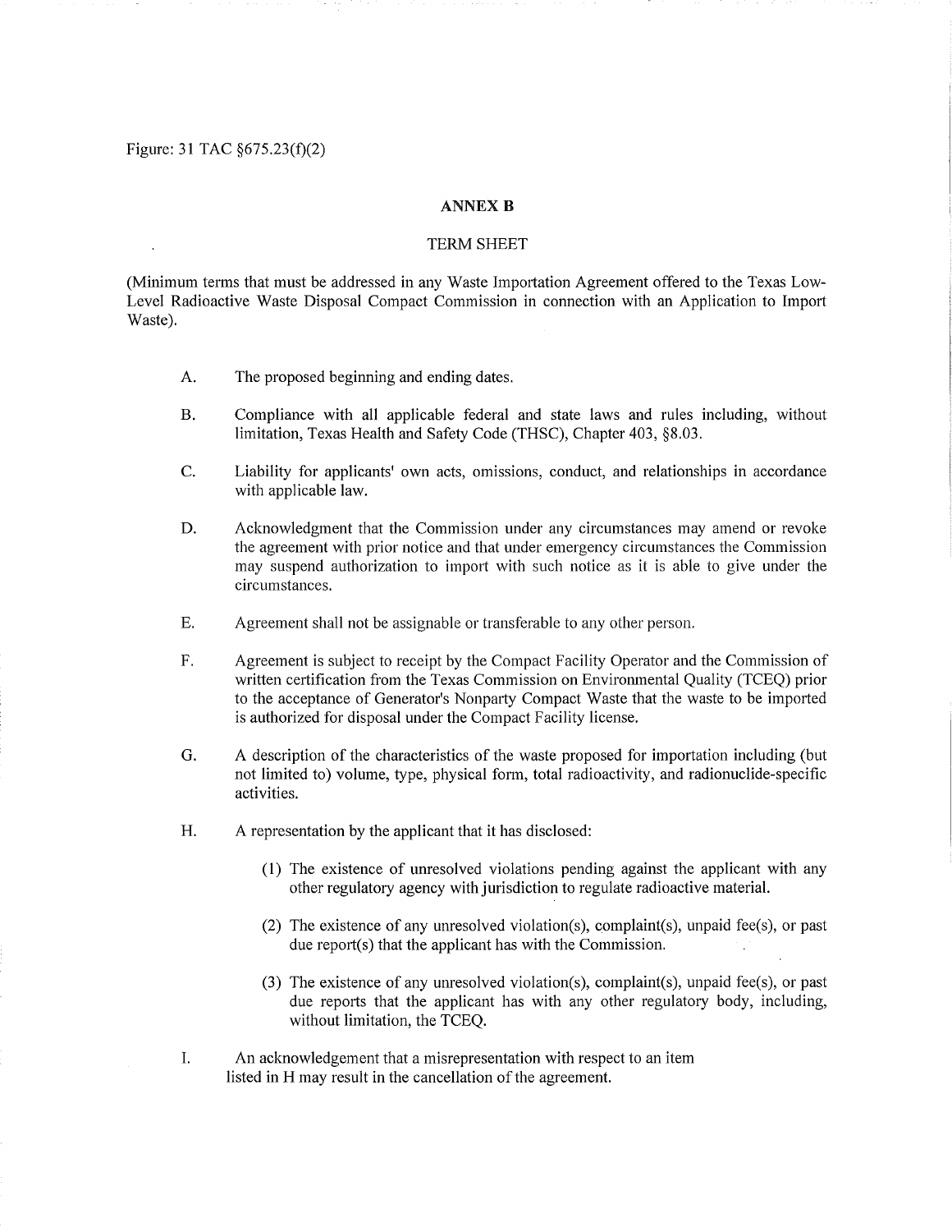Figure: 31 TAC §675.23(f)(2)

## ANNEX B

### TERM SHEET

(Minimum terms that must be addressed in any Waste Importation Agreement offered to the Texas Low-Level Radioactive Waste Disposal Compact Commission in connection with an Application to Import Waste).

A. The proposed beginning and ending dates.

B. Compliance with all applicable federal and state laws and rules including, without limitation, Texas Health and Safety Code (THSC), Chapter 403, §8.03.

C. Liability for applicants' own acts, omissions, conduct, and relationships in accordance with applicable law.

D. Acknowledgment that the Commission under any circumstances may amend or revoke the agreement with prior notice and that under emergency circumstances the Commission may suspend authorization to import with such notice as it is able to give under the circumstances.

E. Agreement shall not be assignable or transferable to any other person.

F. Agreement is subject to receipt by the Compact Facility Operator and the Commission of written certification from the Texas Commission on Environmental Quality (TCEQ) prior to the acceptance of Generator's Nonparty Compact Waste that the waste to be imported is authorized for disposal under the Compact Facility license.

G. A description of the characteristics of the waste proposed for importation including (but not limited to) volume, type, physical form, total radioactivity, and radionuclide-specific activities.

H. A representation by the applicant that it has disclosed:

(1) The existence of unresolved violations pending against the applicant with any other regulatory agency with jurisdiction to regulate radioactive material.

(2) The existence of any unresolved violation(s), complaint(s), unpaid fee(s), or past due report(s) that the applicant has with the Commission.

(3) The existence of any unresolved violation(s), complaint(s), unpaid fee(s), or past due reports that the applicant has with any other regulatory body, including, without limitation, the TCEQ.

I. An acknowledgement that a misrepresentation with respect to an item listed in H may result in the cancellation of the agreement.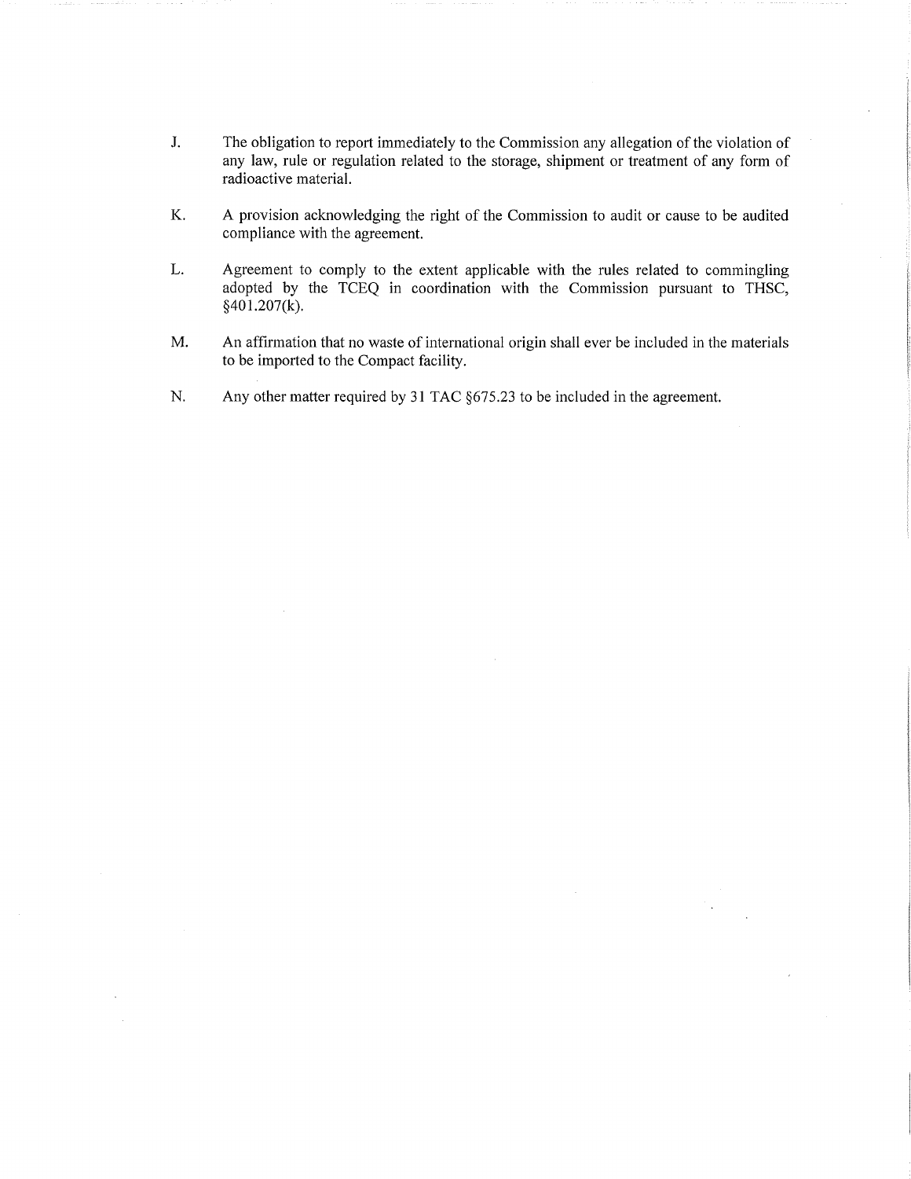J. The obligation to report immediately to the Commission any allegation of the violation of any law, rule or regulation related to the storage, shipment or treatment of any form of radioactive material.

K. A provision acknowledging the right of the Commission to audit or cause to be audited compliance with the agreement.

L. Agreement to comply to the extent applicable with the rules related to commingling adopted by the TCEQ in coordination with the Commission pursuant to THSC, §401.207(k).

M. An affirmation that no waste of international origin shall ever be included in the materials to be imported to the Compact facility.

N. Any other matter required by 31 TAC §675.23 to be included in the agreement.